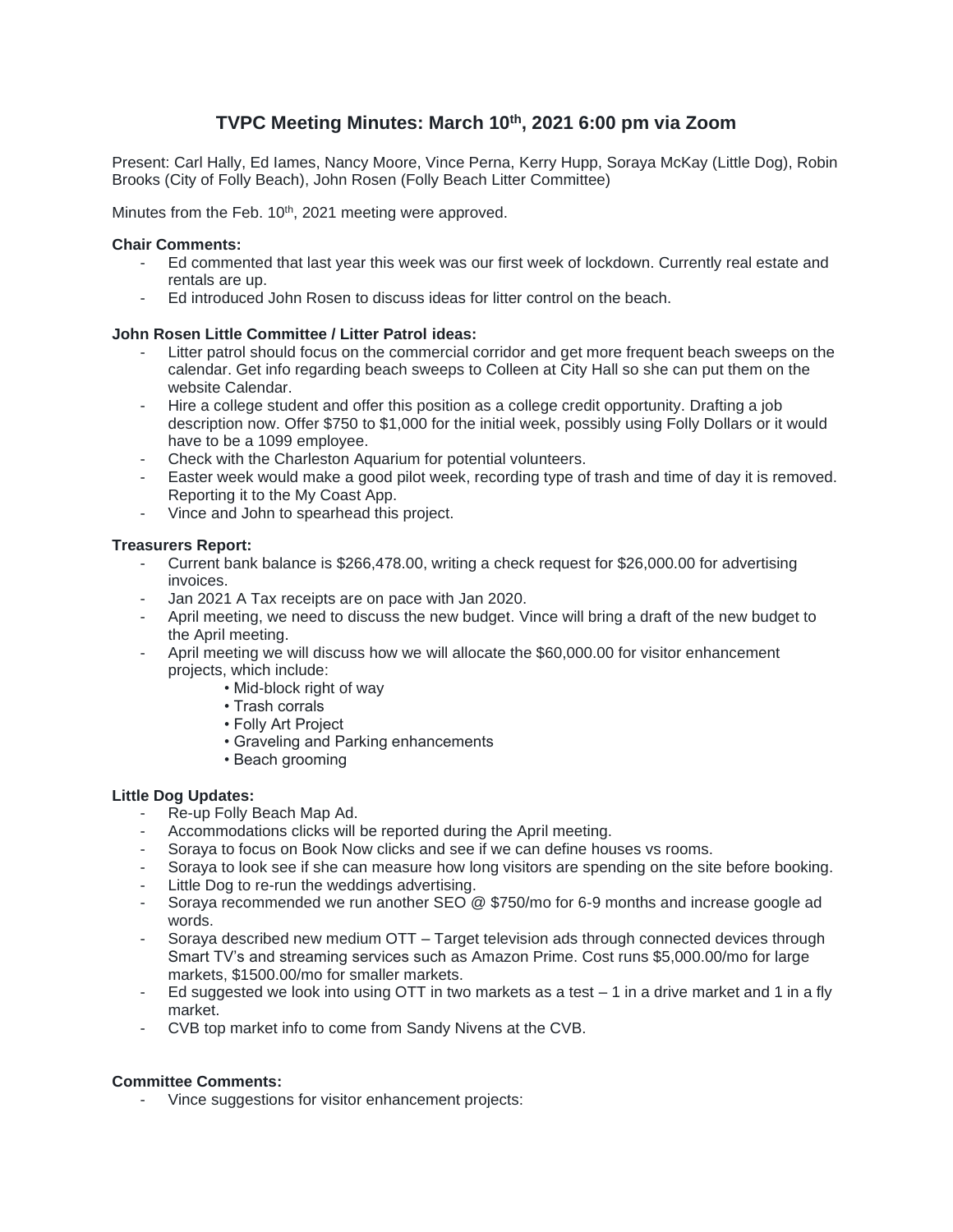# TVPC Meeting Minutes: March 10th, 2021 6:00 pm via Zoom

Present: Carl Hally, Ed Iames, Nancy Moore, Vince Perna, Kerry Hupp, Soraya McKay (Little Dog), Robin Brooks (City of Folly Beach), John Rosen (Folly Beach Litter Committee)

Minutes from the Feb. 10th, 2021 meeting were approved.

**Chair Comments:**

- Ed commented that last year this week was our first week of lockdown. Currently real estate and rentals are up.
- Ed introduced John Rosen to discuss ideas for litter control on the beach.

**John Rosen Little Committee / Litter Patrol ideas:**

- Litter patrol should focus on the commercial corridor and get more frequent beach sweeps on the calendar. Get info regarding beach sweeps to Colleen at City Hall so she can put them on the website Calendar.
- Hire a college student and offer this position as a college credit opportunity. Drafting a job description now. Offer $750 to $1,000 for the initial week, possibly using Folly Dollars or it would have to be a 1099 employee.
- Check with the Charleston Aquarium for potential volunteers.
- Easter week would make a good pilot week, recording type of trash and time of day it is removed. Reporting it to the My Coast App.
- Vince and John to spearhead this project.

**Treasurers Report:**

- Current bank balance is $266,478.00, writing a check request for $26,000.00 for advertising invoices.
- Jan 2021 A Tax receipts are on pace with Jan 2020.
- April meeting, we need to discuss the new budget. Vince will bring a draft of the new budget to the April meeting.
- April meeting we will discuss how we will allocate the $60,000.00 for visitor enhancement projects, which include:
  - Mid-block right of way
  - Trash corrals
  - Folly Art Project
  - Graveling and Parking enhancements
  - Beach grooming

**Little Dog Updates:**

- Re-up Folly Beach Map Ad.
- Accommodations clicks will be reported during the April meeting.
- Soraya to focus on Book Now clicks and see if we can define houses vs rooms.
- Soraya to look see if she can measure how long visitors are spending on the site before booking.
- Little Dog to re-run the weddings advertising.
- Soraya recommended we run another SEO @ $750/mo for 6-9 months and increase google ad words.
- Soraya described new medium OTT – Target television ads through connected devices through Smart TV's and streaming services such as Amazon Prime. Cost runs $5,000.00/mo for large markets, $1500.00/mo for smaller markets.
- Ed suggested we look into using OTT in two markets as a test – 1 in a drive market and 1 in a fly market.
- CVB top market info to come from Sandy Nivens at the CVB.

**Committee Comments:**

- Vince suggestions for visitor enhancement projects: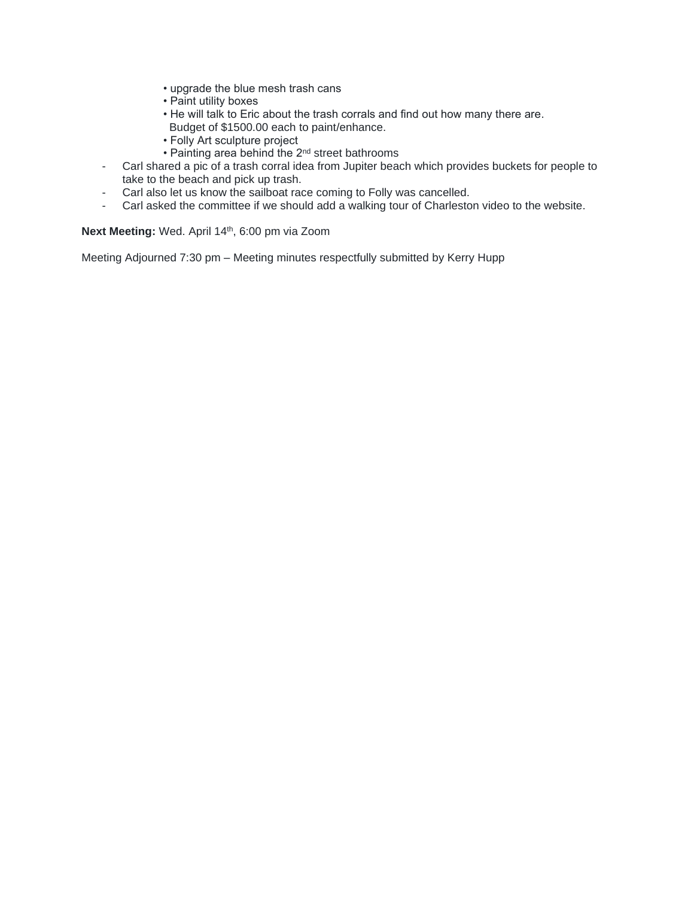- upgrade the blue mesh trash cans
  - Paint utility boxes
  - He will talk to Eric about the trash corrals and find out how many there are. Budget of $1500.00 each to paint/enhance.
  - Folly Art sculpture project
  - Painting area behind the 2nd street bathrooms

- Carl shared a pic of a trash corral idea from Jupiter beach which provides buckets for people to take to the beach and pick up trash.
- Carl also let us know the sailboat race coming to Folly was cancelled.
- Carl asked the committee if we should add a walking tour of Charleston video to the website.

**Next Meeting:** Wed. April 14th, 6:00 pm via Zoom

Meeting Adjourned 7:30 pm – Meeting minutes respectfully submitted by Kerry Hupp